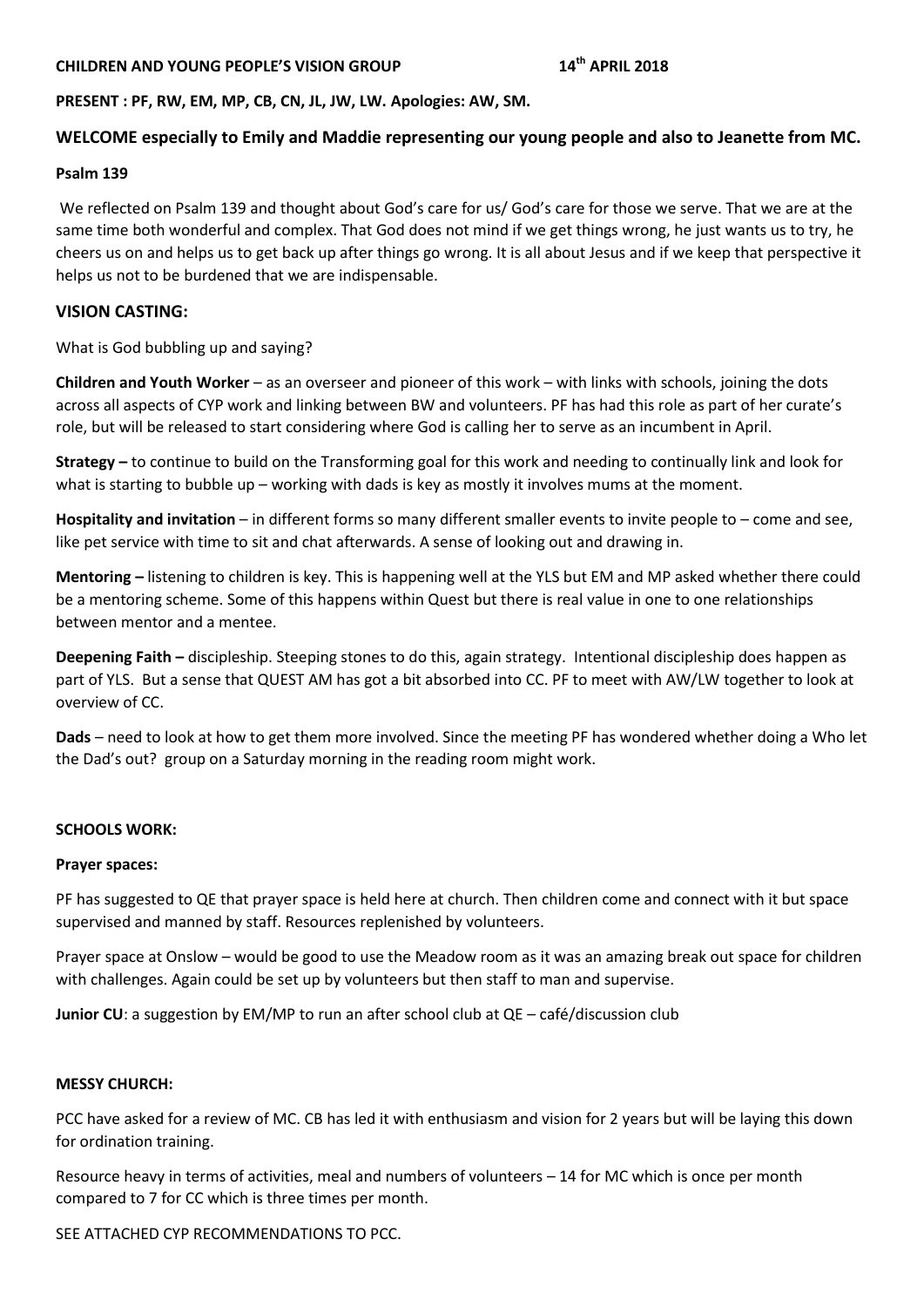**CHILDREN AND YOUNG PEOPLE'S VISION GROUP 14th APRIL 2018**

**PRESENT : PF, RW, EM, MP, CB, CN, JL, JW, LW. Apologies: AW, SM.**

**WELCOME especially to Emily and Maddie representing our young people and also to Jeanette from MC.**

**Psalm 139**

We reflected on Psalm 139 and thought about God's care for us/ God's care for those we serve. That we are at the same time both wonderful and complex. That God does not mind if we get things wrong, he just wants us to try, he cheers us on and helps us to get back up after things go wrong. It is all about Jesus and if we keep that perspective it helps us not to be burdened that we are indispensable.

## VISION CASTING:

What is God bubbling up and saying?

**Children and Youth Worker** – as an overseer and pioneer of this work – with links with schools, joining the dots across all aspects of CYP work and linking between BW and volunteers. PF has had this role as part of her curate's role, but will be released to start considering where God is calling her to serve as an incumbent in April.

**Strategy –** to continue to build on the Transforming goal for this work and needing to continually link and look for what is starting to bubble up – working with dads is key as mostly it involves mums at the moment.

**Hospitality and invitation** – in different forms so many different smaller events to invite people to – come and see, like pet service with time to sit and chat afterwards. A sense of looking out and drawing in.

**Mentoring –** listening to children is key. This is happening well at the YLS but EM and MP asked whether there could be a mentoring scheme. Some of this happens within Quest but there is real value in one to one relationships between mentor and a mentee.

**Deepening Faith –** discipleship. Steeping stones to do this, again strategy. Intentional discipleship does happen as part of YLS. But a sense that QUEST AM has got a bit absorbed into CC. PF to meet with AW/LW together to look at overview of CC.

**Dads** – need to look at how to get them more involved. Since the meeting PF has wondered whether doing a Who let the Dad's out? group on a Saturday morning in the reading room might work.

**SCHOOLS WORK:**

**Prayer spaces:**

PF has suggested to QE that prayer space is held here at church. Then children come and connect with it but space supervised and manned by staff. Resources replenished by volunteers.

Prayer space at Onslow – would be good to use the Meadow room as it was an amazing break out space for children with challenges. Again could be set up by volunteers but then staff to man and supervise.

**Junior CU**: a suggestion by EM/MP to run an after school club at QE – café/discussion club

**MESSY CHURCH:**

PCC have asked for a review of MC. CB has led it with enthusiasm and vision for 2 years but will be laying this down for ordination training.

Resource heavy in terms of activities, meal and numbers of volunteers – 14 for MC which is once per month compared to 7 for CC which is three times per month.

SEE ATTACHED CYP RECOMMENDATIONS TO PCC.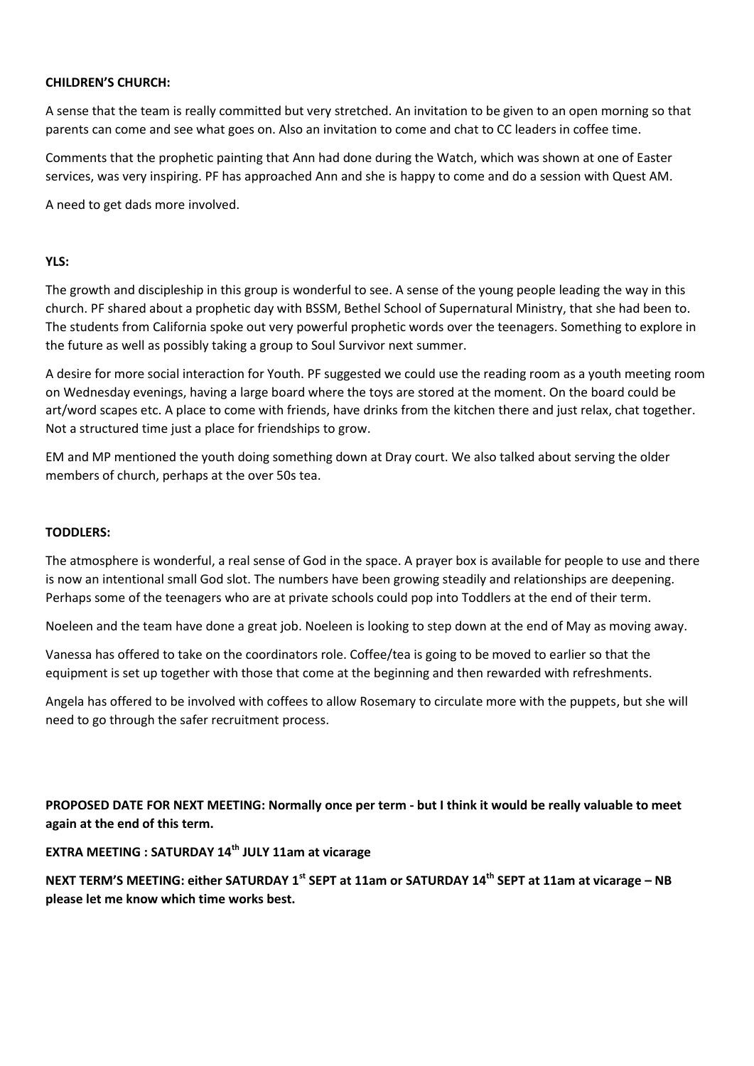**CHILDREN'S CHURCH:**

A sense that the team is really committed but very stretched. An invitation to be given to an open morning so that parents can come and see what goes on. Also an invitation to come and chat to CC leaders in coffee time.

Comments that the prophetic painting that Ann had done during the Watch, which was shown at one of Easter services, was very inspiring. PF has approached Ann and she is happy to come and do a session with Quest AM.

A need to get dads more involved.

**YLS:**

The growth and discipleship in this group is wonderful to see. A sense of the young people leading the way in this church. PF shared about a prophetic day with BSSM, Bethel School of Supernatural Ministry, that she had been to. The students from California spoke out very powerful prophetic words over the teenagers. Something to explore in the future as well as possibly taking a group to Soul Survivor next summer.

A desire for more social interaction for Youth. PF suggested we could use the reading room as a youth meeting room on Wednesday evenings, having a large board where the toys are stored at the moment. On the board could be art/word scapes etc. A place to come with friends, have drinks from the kitchen there and just relax, chat together. Not a structured time just a place for friendships to grow.

EM and MP mentioned the youth doing something down at Dray court. We also talked about serving the older members of church, perhaps at the over 50s tea.

**TODDLERS:**

The atmosphere is wonderful, a real sense of God in the space. A prayer box is available for people to use and there is now an intentional small God slot. The numbers have been growing steadily and relationships are deepening. Perhaps some of the teenagers who are at private schools could pop into Toddlers at the end of their term.

Noeleen and the team have done a great job. Noeleen is looking to step down at the end of May as moving away.

Vanessa has offered to take on the coordinators role. Coffee/tea is going to be moved to earlier so that the equipment is set up together with those that come at the beginning and then rewarded with refreshments.

Angela has offered to be involved with coffees to allow Rosemary to circulate more with the puppets, but she will need to go through the safer recruitment process.

**PROPOSED DATE FOR NEXT MEETING: Normally once per term - but I think it would be really valuable to meet again at the end of this term.**

**EXTRA MEETING : SATURDAY 14th JULY 11am at vicarage**

**NEXT TERM'S MEETING: either SATURDAY 1st SEPT at 11am or SATURDAY 14th SEPT at 11am at vicarage – NB please let me know which time works best.**